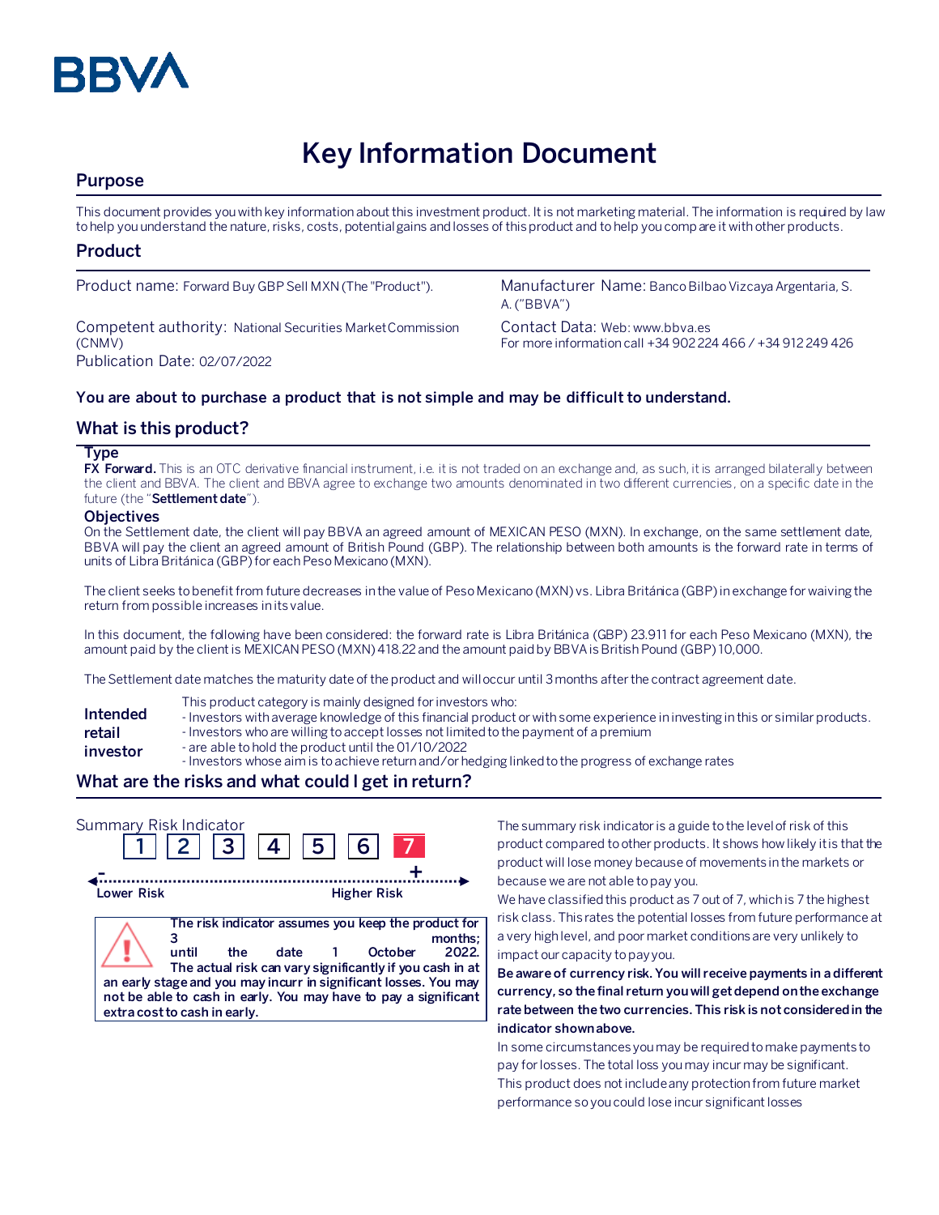# Key Information Document

## Purpose

This document provides you with key information about this investment product. It is not marketing material. The information is required by law to help you understand the nature, risks, costs, potential gains and losses of this product and to help you compare it with other products.

## Product

Product name: Forward Buy GBP Sell MXN (The "Product").

Competent authority: National Securities Market Commission (CNMV)

Publication Date: 02/07/2022

Manufacturer Name: Banco Bilbao Vizcaya Argentaria, S. A. ("BBVA")

Contact Data: Web: www.bbva.es
For more information call +34 902 224 466 / +34 912 249 426

**You are about to purchase a product that is not simple and may be difficult to understand.**

## What is this product?

### Type

**FX Forward.** This is an OTC derivative financial instrument, i.e. it is not traded on an exchange and, as such, it is arranged bilaterally between the client and BBVA. The client and BBVA agree to exchange two amounts denominated in two different currencies, on a specific date in the future (the "**Settlement date**").

### Objectives

On the Settlement date, the client will pay BBVA an agreed amount of MEXICAN PESO (MXN). In exchange, on the same settlement date, BBVA will pay the client an agreed amount of British Pound (GBP). The relationship between both amounts is the forward rate in terms of units of Libra Británica (GBP) for each Peso Mexicano (MXN).

The client seeks to benefit from future decreases in the value of Peso Mexicano (MXN) vs. Libra Británica (GBP) in exchange for waiving the return from possible increases in its value.

In this document, the following have been considered: the forward rate is Libra Británica (GBP) 23.911 for each Peso Mexicano (MXN), the amount paid by the client is MEXICAN PESO (MXN) 418.22 and the amount paid by BBVA is British Pound (GBP) 10,000.

The Settlement date matches the maturity date of the product and will occur until 3 months after the contract agreement date.

**Intended retail investor**

This product category is mainly designed for investors who:
- Investors with average knowledge of this financial product or with some experience in investing in this or similar products.
- Investors who are willing to accept losses not limited to the payment of a premium
- are able to hold the product until the 01/10/2022
- Investors whose aim is to achieve return and/or hedging linked to the progress of exchange rates

## What are the risks and what could I get in return?

Summary Risk Indicator

1 | 2 | 3 | 4 | 5 | 6 | **7**

Lower Risk — Higher Risk

**The risk indicator assumes you keep the product for 3 months; until the date 1 October 2022. The actual risk can vary significantly if you cash in at an early stage and you may incurr in significant losses. You may not be able to cash in early. You may have to pay a significant extra cost to cash in early.**

The summary risk indicator is a guide to the level of risk of this product compared to other products. It shows how likely it is that the product will lose money because of movements in the markets or because we are not able to pay you.

We have classified this product as 7 out of 7, which is 7 the highest risk class. This rates the potential losses from future performance at a very high level, and poor market conditions are very unlikely to impact our capacity to pay you.

**Be aware of currency risk. You will receive payments in a different currency, so the final return you will get depend on the exchange rate between the two currencies. This risk is not considered in the indicator shown above.**

In some circumstances you may be required to make payments to pay for losses. The total loss you may incur may be significant. This product does not include any protection from future market performance so you could lose incur significant losses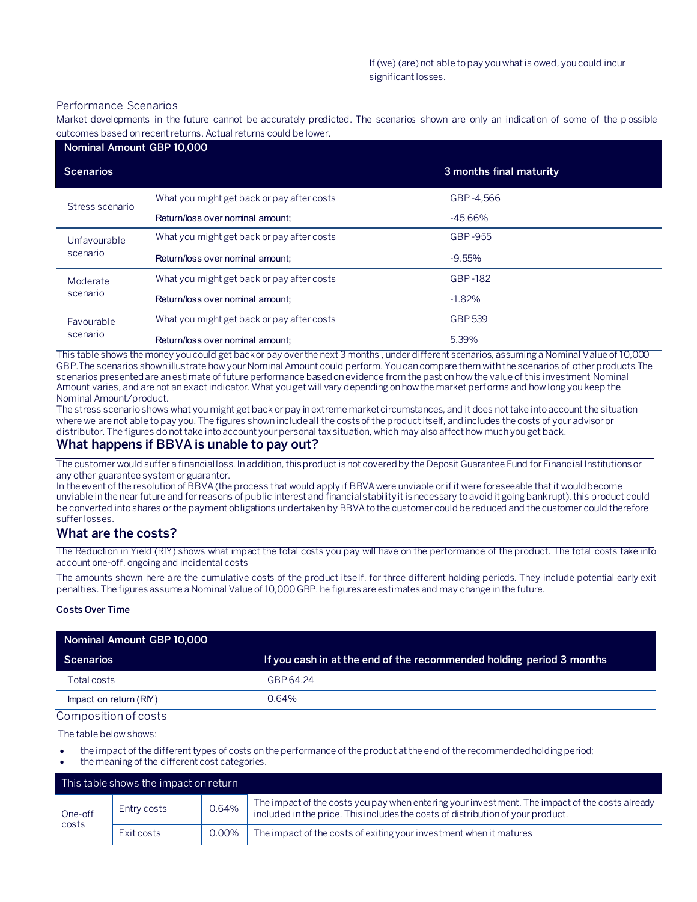If (we) (are) not able to pay you what is owed, you could incur significant losses.

### Performance Scenarios

Market developments in the future cannot be accurately predicted. The scenarios shown are only an indication of some of the possible outcomes based on recent returns. Actual returns could be lower.

| Nominal Amount GBP 10,000 | | |
|---|---|---|
| **Scenarios** | | **3 months final maturity** |
| Stress scenario | What you might get back or pay after costs | GBP -4,566 |
| | Return/loss over nominal amount; | -45.66% |
| Unfavourable scenario | What you might get back or pay after costs | GBP -955 |
| | Return/loss over nominal amount; | -9.55% |
| Moderate scenario | What you might get back or pay after costs | GBP -182 |
| | Return/loss over nominal amount; | -1.82% |
| Favourable scenario | What you might get back or pay after costs | GBP 539 |
| | Return/loss over nominal amount; | 5.39% |

This table shows the money you could get back or pay over the next 3 months , under different scenarios, assuming a Nominal Value of 10,000 GBP.The scenarios shown illustrate how your Nominal Amount could perform. You can compare them with the scenarios of other products.The scenarios presented are an estimate of future performance based on evidence from the past on how the value of this investment Nominal Amount varies, and are not an exact indicator. What you get will vary depending on how the market performs and how long you keep the Nominal Amount/product.

The stress scenario shows what you might get back or pay in extreme market circumstances, and it does not take into account the situation where we are not able to pay you. The figures shown include all the costs of the product itself, and includes the costs of your advisor or distributor. The figures do not take into account your personal tax situation, which may also affect how much you get back.

## What happens if BBVA is unable to pay out?

The customer would suffer a financial loss. In addition, this product is not covered by the Deposit Guarantee Fund for Financial Institutions or any other guarantee system or guarantor.

In the event of the resolution of BBVA (the process that would apply if BBVA were unviable or if it were foreseeable that it would become unviable in the near future and for reasons of public interest and financial stability it is necessary to avoid it going bankrupt), this product could be converted into shares or the payment obligations undertaken by BBVA to the customer could be reduced and the customer could therefore suffer losses.

## What are the costs?

The Reduction in Yield (RIY) shows what impact the total costs you pay will have on the performance of the product. The total costs take into account one-off, ongoing and incidental costs

The amounts shown here are the cumulative costs of the product itself, for three different holding periods. They include potential early exit penalties. The figures assume a Nominal Value of 10,000 GBP. he figures are estimates and may change in the future.

**Costs Over Time**

| Nominal Amount GBP 10,000 | |
|---|---|
| **Scenarios** | **If you cash in at the end of the recommended holding period 3 months** |
| Total costs | GBP 64.24 |
| Impact on return (RIY) | 0.64% |

### Composition of costs

The table below shows:

- the impact of the different types of costs on the performance of the product at the end of the recommended holding period;
- the meaning of the different cost categories.

| This table shows the impact on return | | | |
|---|---|---|---|
| One-off costs | Entry costs | 0.64% | The impact of the costs you pay when entering your investment. The impact of the costs already included in the price. This includes the costs of distribution of your product. |
| | Exit costs | 0.00% | The impact of the costs of exiting your investment when it matures |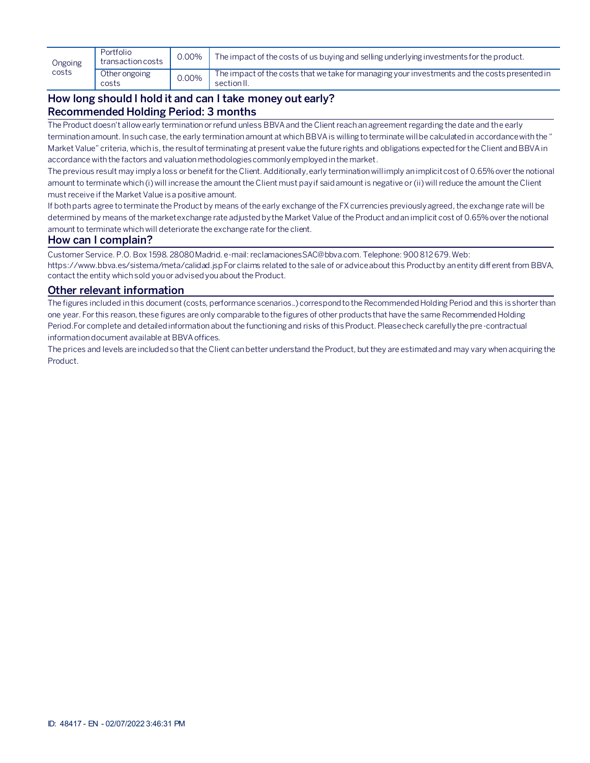| | | | |
|---|---|---|---|
| Ongoing costs | Portfolio transaction costs | 0.00% | The impact of the costs of us buying and selling underlying investments for the product. |
| | Other ongoing costs | 0.00% | The impact of the costs that we take for managing your investments and the costs presented in section II. |

## How long should I hold it and can I take money out early?

## Recommended Holding Period: 3 months

The Product doesn't allow early termination or refund unless BBVA and the Client reach an agreement regarding the date and the early termination amount. In such case, the early termination amount at which BBVA is willing to terminate will be calculated in accordance with the " Market Value" criteria, which is, the result of terminating at present value the future rights and obligations expected for the Client and BBVA in accordance with the factors and valuation methodologies commonly employed in the market.

The previous result may imply a loss or benefit for the Client. Additionally, early termination will imply an implicit cost of 0.65% over the notional amount to terminate which (i) will increase the amount the Client must pay if said amount is negative or (ii) will reduce the amount the Client must receive if the Market Value is a positive amount.

If both parts agree to terminate the Product by means of the early exchange of the FX currencies previously agreed, the exchange rate will be determined by means of the market exchange rate adjusted by the Market Value of the Product and an implicit cost of 0.65% over the notional amount to terminate which will deteriorate the exchange rate for the client.

## How can I complain?

Customer Service. P.O. Box 1598. 28080 Madrid. e-mail: reclamacionesSAC@bbva.com. Telephone: 900 812 679. Web: https://www.bbva.es/sistema/meta/calidad.jsp For claims related to the sale of or advice about this Product by an entity different from BBVA, contact the entity which sold you or advised you about the Product.

## Other relevant information

The figures included in this document (costs, performance scenarios..) correspond to the Recommended Holding Period and this is shorter than one year. For this reason, these figures are only comparable to the figures of other products that have the same Recommended Holding Period.For complete and detailed information about the functioning and risks of this Product. Please check carefully the pre-contractual information document available at BBVA offices.

The prices and levels are included so that the Client can better understand the Product, but they are estimated and may vary when acquiring the Product.

ID: 48417 - EN - 02/07/2022 3:46:31 PM